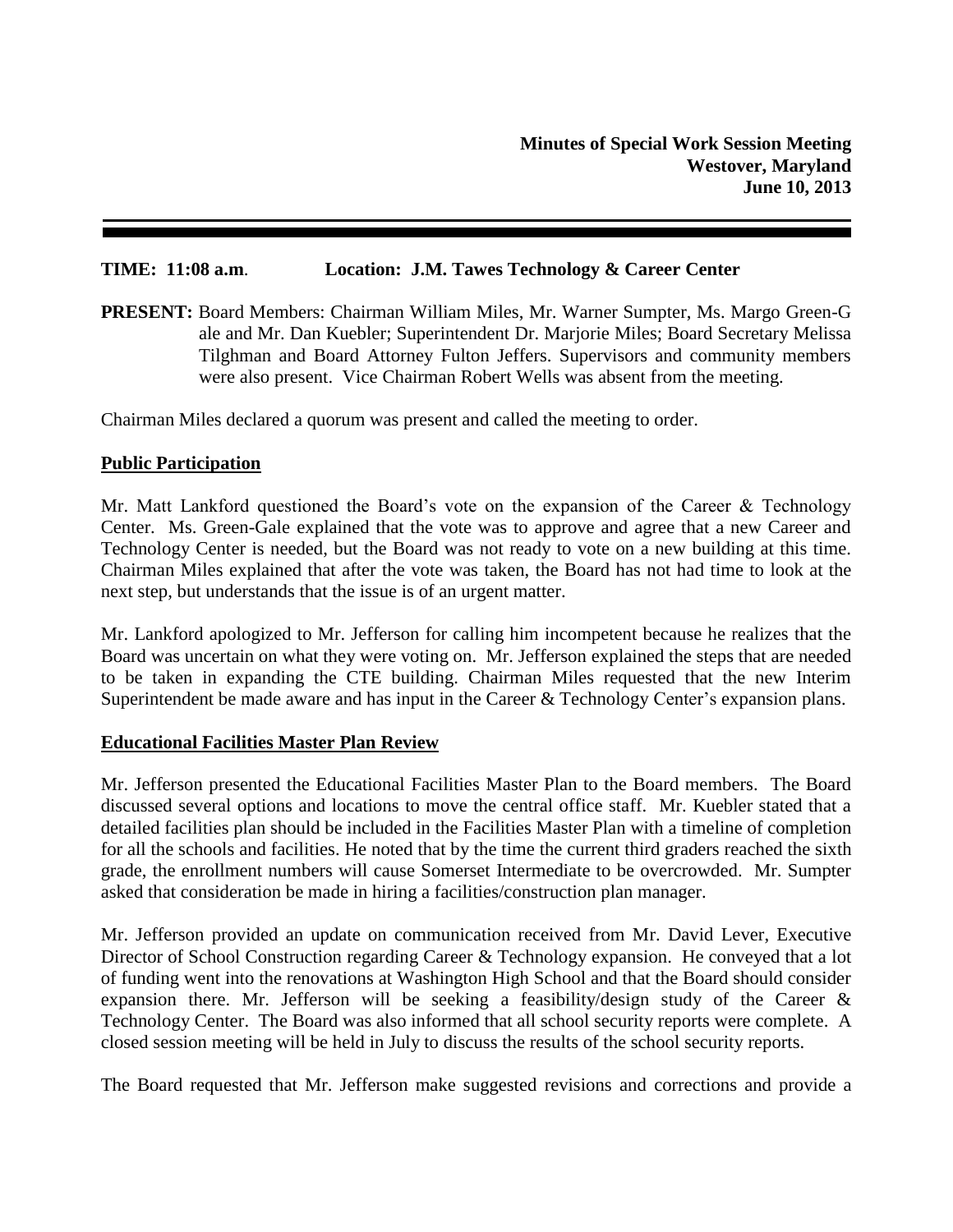**Minutes of Special Work Session Meeting**
**Westover, Maryland**
**June 10, 2013**

---

**TIME: 11:08 a.m**. **Location: J.M. Tawes Technology & Career Center**

**PRESENT:** Board Members: Chairman William Miles, Mr. Warner Sumpter, Ms. Margo Green-Gale and Mr. Dan Kuebler; Superintendent Dr. Marjorie Miles; Board Secretary Melissa Tilghman and Board Attorney Fulton Jeffers. Supervisors and community members were also present. Vice Chairman Robert Wells was absent from the meeting.

Chairman Miles declared a quorum was present and called the meeting to order.

**Public Participation**

Mr. Matt Lankford questioned the Board's vote on the expansion of the Career & Technology Center. Ms. Green-Gale explained that the vote was to approve and agree that a new Career and Technology Center is needed, but the Board was not ready to vote on a new building at this time. Chairman Miles explained that after the vote was taken, the Board has not had time to look at the next step, but understands that the issue is of an urgent matter.

Mr. Lankford apologized to Mr. Jefferson for calling him incompetent because he realizes that the Board was uncertain on what they were voting on. Mr. Jefferson explained the steps that are needed to be taken in expanding the CTE building. Chairman Miles requested that the new Interim Superintendent be made aware and has input in the Career & Technology Center's expansion plans.

**Educational Facilities Master Plan Review**

Mr. Jefferson presented the Educational Facilities Master Plan to the Board members. The Board discussed several options and locations to move the central office staff. Mr. Kuebler stated that a detailed facilities plan should be included in the Facilities Master Plan with a timeline of completion for all the schools and facilities. He noted that by the time the current third graders reached the sixth grade, the enrollment numbers will cause Somerset Intermediate to be overcrowded. Mr. Sumpter asked that consideration be made in hiring a facilities/construction plan manager.

Mr. Jefferson provided an update on communication received from Mr. David Lever, Executive Director of School Construction regarding Career & Technology expansion. He conveyed that a lot of funding went into the renovations at Washington High School and that the Board should consider expansion there. Mr. Jefferson will be seeking a feasibility/design study of the Career & Technology Center. The Board was also informed that all school security reports were complete. A closed session meeting will be held in July to discuss the results of the school security reports.

The Board requested that Mr. Jefferson make suggested revisions and corrections and provide a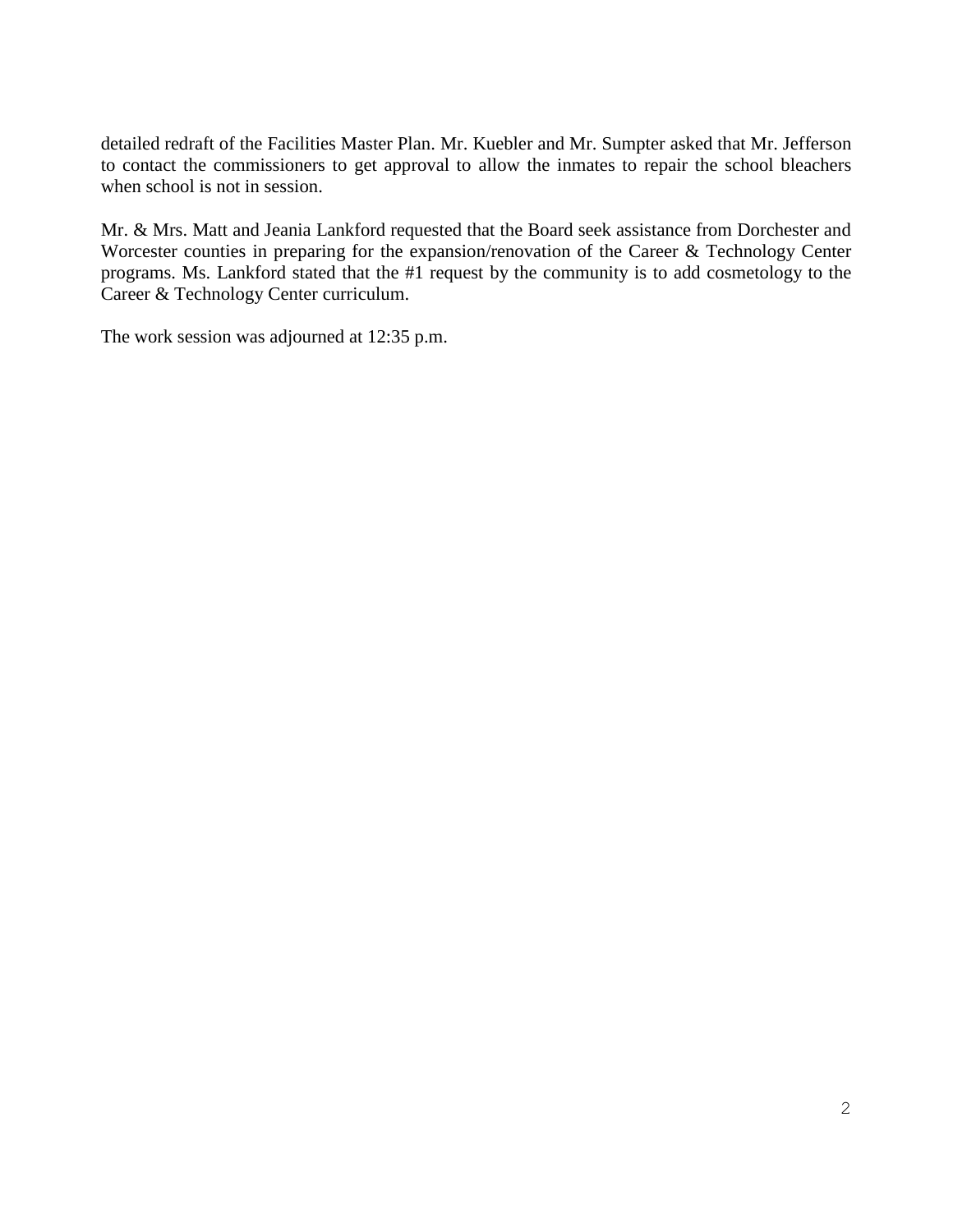detailed redraft of the Facilities Master Plan. Mr. Kuebler and Mr. Sumpter asked that Mr. Jefferson to contact the commissioners to get approval to allow the inmates to repair the school bleachers when school is not in session.

Mr. & Mrs. Matt and Jeania Lankford requested that the Board seek assistance from Dorchester and Worcester counties in preparing for the expansion/renovation of the Career & Technology Center programs. Ms. Lankford stated that the #1 request by the community is to add cosmetology to the Career & Technology Center curriculum.

The work session was adjourned at 12:35 p.m.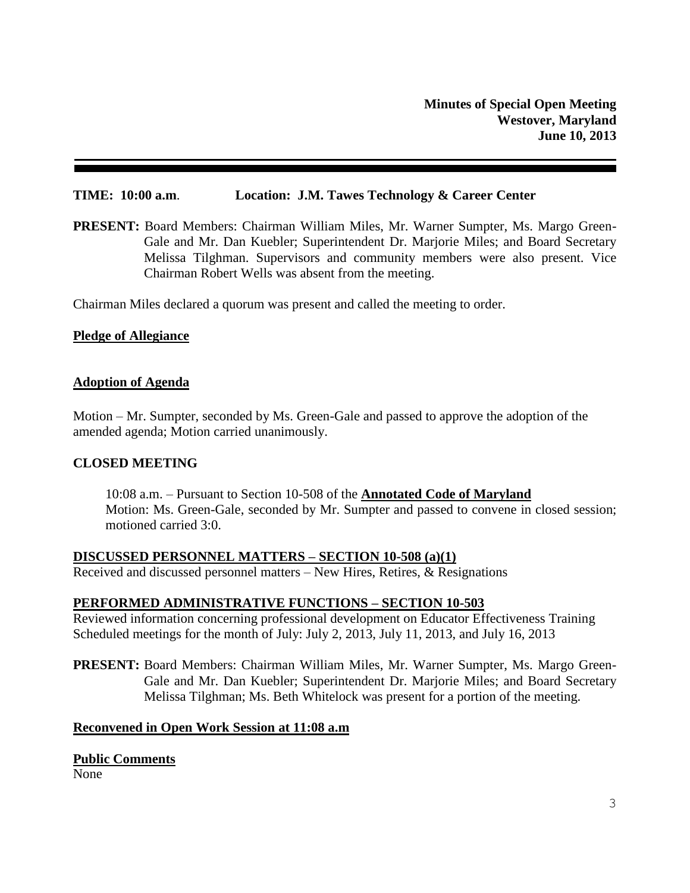**Minutes of Special Open Meeting**
**Westover, Maryland**
**June 10, 2013**

---

**TIME: 10:00 a.m**. **Location: J.M. Tawes Technology & Career Center**

**PRESENT:** Board Members: Chairman William Miles, Mr. Warner Sumpter, Ms. Margo Green-Gale and Mr. Dan Kuebler; Superintendent Dr. Marjorie Miles; and Board Secretary Melissa Tilghman. Supervisors and community members were also present. Vice Chairman Robert Wells was absent from the meeting.

Chairman Miles declared a quorum was present and called the meeting to order.

**Pledge of Allegiance**

**Adoption of Agenda**

Motion – Mr. Sumpter, seconded by Ms. Green-Gale and passed to approve the adoption of the amended agenda; Motion carried unanimously.

**CLOSED MEETING**

10:08 a.m. – Pursuant to Section 10-508 of the **Annotated Code of Maryland**
Motion: Ms. Green-Gale, seconded by Mr. Sumpter and passed to convene in closed session; motioned carried 3:0.

**DISCUSSED PERSONNEL MATTERS – SECTION 10-508 (a)(1)**
Received and discussed personnel matters – New Hires, Retires, & Resignations

**PERFORMED ADMINISTRATIVE FUNCTIONS – SECTION 10-503**
Reviewed information concerning professional development on Educator Effectiveness Training
Scheduled meetings for the month of July: July 2, 2013, July 11, 2013, and July 16, 2013

**PRESENT:** Board Members: Chairman William Miles, Mr. Warner Sumpter, Ms. Margo Green-Gale and Mr. Dan Kuebler; Superintendent Dr. Marjorie Miles; and Board Secretary Melissa Tilghman; Ms. Beth Whitelock was present for a portion of the meeting.

**Reconvened in Open Work Session at 11:08 a.m**

**Public Comments**
None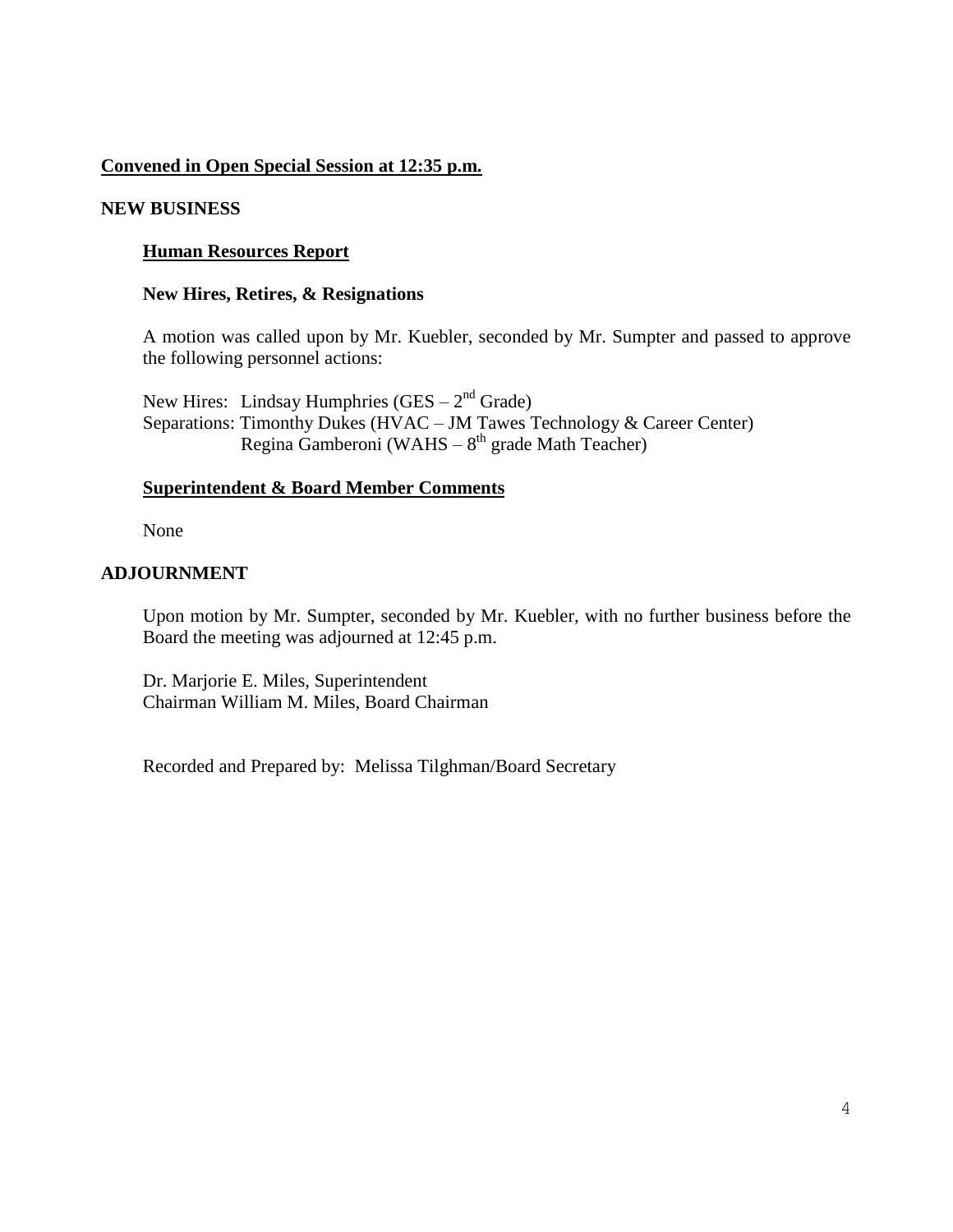**Convened in Open Special Session at 12:35 p.m.**

**NEW BUSINESS**

**Human Resources Report**

**New Hires, Retires, & Resignations**

A motion was called upon by Mr. Kuebler, seconded by Mr. Sumpter and passed to approve the following personnel actions:

New Hires: Lindsay Humphries (GES – 2nd Grade)
Separations: Timonthy Dukes (HVAC – JM Tawes Technology & Career Center)
Regina Gamberoni (WAHS – 8th grade Math Teacher)

**Superintendent & Board Member Comments**

None

**ADJOURNMENT**

Upon motion by Mr. Sumpter, seconded by Mr. Kuebler, with no further business before the Board the meeting was adjourned at 12:45 p.m.

Dr. Marjorie E. Miles, Superintendent
Chairman William M. Miles, Board Chairman

Recorded and Prepared by: Melissa Tilghman/Board Secretary